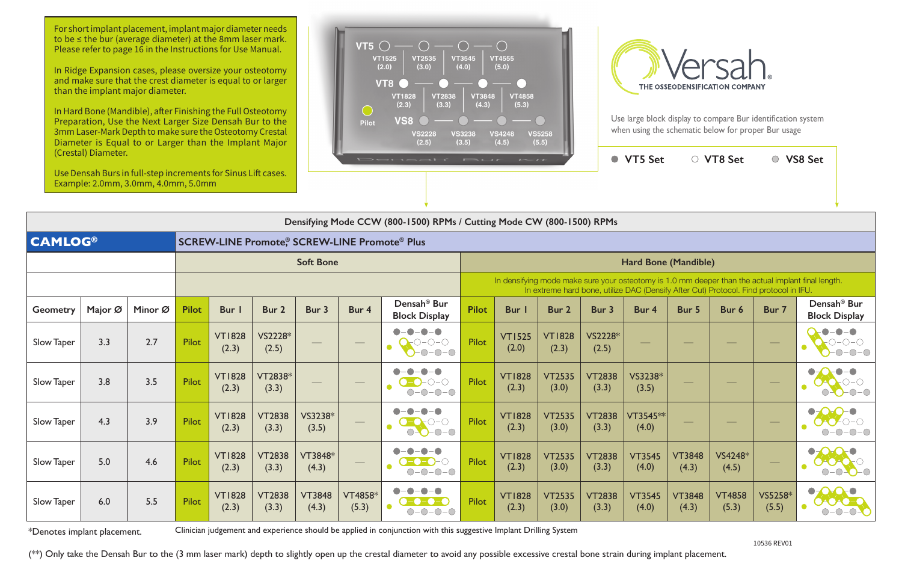For short implant placement, implant major diameter needs to be ≤ the bur (average diameter) at the 8mm laser mark. Please refer to page 16 in the Instructions for Use Manual.

In Ridge Expansion cases, please oversize your osteotomy and make sure that the crest diameter is equal to or larger than the implant major diameter.

In Hard Bone (Mandible), after Finishing the Full Osteotomy Preparation, Use the Next Larger Size Densah Bur to the 3mm Laser-Mark Depth to make sure the Osteotomy Crestal Diameter is Equal to or Larger than the Implant Major (Crestal) Diameter.

Use Densah Burs in full-step increments for Sinus Lift cases. Example: 2.0mm, 3.0mm, 4.0mm, 5.0mm

VT5: VT1525 (2.0), VT2535 (3.0), VT3545 (4.0), VT4555 (5.0)

VT8: VT1828 (2.3), VT2838 (3.3), VT3848 (4.3), VT4858 (5.3)

Pilot

VS8: VS2228 (2.5), VS3238 (3.5), VS4248 (4.5), VS5258 (5.5)

Versah® THE OSSEODENSIFICATION COMPANY

Use large block display to compare Bur identification system when using the schematic below for proper Bur usage

● VT5 Set ○ VT8 Set ● VS8 Set

**Densifying Mode CCW (800-1500) RPMs / Cutting Mode CW (800-1500) RPMs**

**CAMLOG®** — SCREW-LINE Promote®, SCREW-LINE Promote® Plus

| | | | Soft Bone | | | | | | Hard Bone (Mandible) | | | | | | | | |
|---|---|---|---|---|---|---|---|---|---|---|---|---|---|---|---|---|---|
| | | | | | | | | | In densifying mode make sure your osteotomy is 1.0 mm deeper than the actual implant final length. In extreme hard bone, utilize DAC (Densify After Cut) Protocol. Find protocol in IFU. | | | | | | | | |
| Geometry | Major Ø | Minor Ø | Pilot | Bur 1 | Bur 2 | Bur 3 | Bur 4 | Densah® Bur Block Display | Pilot | Bur 1 | Bur 2 | Bur 3 | Bur 4 | Bur 5 | Bur 6 | Bur 7 | Densah® Bur Block Display |
| Slow Taper | 3.3 | 2.7 | Pilot | VT1828 (2.3) | VS2228* (2.5) | — | — | | Pilot | VT1525 (2.0) | VT1828 (2.3) | VS2228* (2.5) | — | — | — | — | |
| Slow Taper | 3.8 | 3.5 | Pilot | VT1828 (2.3) | VT2838* (3.3) | — | — | | Pilot | VT1828 (2.3) | VT2535 (3.0) | VT2838 (3.3) | VS3238* (3.5) | — | — | — | |
| Slow Taper | 4.3 | 3.9 | Pilot | VT1828 (2.3) | VT2838 (3.3) | VS3238* (3.5) | — | | Pilot | VT1828 (2.3) | VT2535 (3.0) | VT2838 (3.3) | VT3545** (4.0) | — | — | — | |
| Slow Taper | 5.0 | 4.6 | Pilot | VT1828 (2.3) | VT2838 (3.3) | VT3848* (4.3) | — | | Pilot | VT1828 (2.3) | VT2535 (3.0) | VT2838 (3.3) | VT3545 (4.0) | VT3848 (4.3) | VS4248* (4.5) | — | |
| Slow Taper | 6.0 | 5.5 | Pilot | VT1828 (2.3) | VT2838 (3.3) | VT3848 (4.3) | VT4858* (5.3) | | Pilot | VT1828 (2.3) | VT2535 (3.0) | VT2838 (3.3) | VT3545 (4.0) | VT3848 (4.3) | VT4858 (5.3) | VS5258* (5.5) | |

*Denotes implant placement.

Clinician judgement and experience should be applied in conjunction with this suggestive Implant Drilling System

10536 REV01

(**) Only take the Densah Bur to the (3 mm laser mark) depth to slightly open up the crestal diameter to avoid any possible excessive crestal bone strain during implant placement.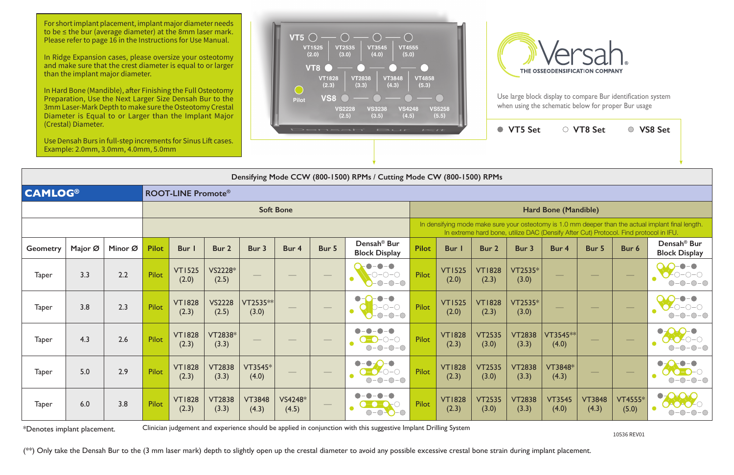For short implant placement, implant major diameter needs to be ≤ the bur (average diameter) at the 8mm laser mark. Please refer to page 16 in the Instructions for Use Manual.

In Ridge Expansion cases, please oversize your osteotomy and make sure that the crest diameter is equal to or larger than the implant major diameter.

In Hard Bone (Mandible), after Finishing the Full Osteotomy Preparation, Use the Next Larger Size Densah Bur to the 3mm Laser-Mark Depth to make sure the Osteotomy Crestal Diameter is Equal to or Larger than the Implant Major (Crestal) Diameter.

Use Densah Burs in full-step increments for Sinus Lift cases. Example: 2.0mm, 3.0mm, 4.0mm, 5.0mm

VT5: VT1525 (2.0), VT2535 (3.0), VT3545 (4.0), VT4555 (5.0)

VT8: VT1828 (2.3), VT2838 (3.3), VT3848 (4.3), VT4858 (5.3)

VS8: VS2228 (2.5), VS3238 (3.5), VS4248 (4.5), VS5258 (5.5)

Pilot

Densah Bur Kit

# Versah

THE OSSEODENSIFICATION COMPANY

Use large block display to compare Bur identification system when using the schematic below for proper Bur usage

● VT5 Set ○ VT8 Set ◎ VS8 Set

Densifying Mode CCW (800-1500) RPMs / Cutting Mode CW (800-1500) RPMs

**CAMLOG®** — ROOT-LINE Promote®

Soft Bone

| Geometry | Major Ø | Minor Ø | Pilot | Bur 1 | Bur 2 | Bur 3 | Bur 4 | Bur 5 | Densah® Bur Block Display |
|---|---|---|---|---|---|---|---|---|---|
| Taper | 3.3 | 2.2 | Pilot | VT1525 (2.0) | VS2228* (2.5) | — | — | — | |
| Taper | 3.8 | 2.3 | Pilot | VT1828 (2.3) | VS2228 (2.5) | VT2535** (3.0) | — | — | |
| Taper | 4.3 | 2.6 | Pilot | VT1828 (2.3) | VT2838* (3.3) | — | — | — | |
| Taper | 5.0 | 2.9 | Pilot | VT1828 (2.3) | VT2838 (3.3) | VT3545* (4.0) | — | — | |
| Taper | 6.0 | 3.8 | Pilot | VT1828 (2.3) | VT2838 (3.3) | VT3848 (4.3) | VS4248* (4.5) | — | |

Hard Bone (Mandible)

In densifying mode make sure your osteotomy is 1.0 mm deeper than the actual implant final length. In extreme hard bone, utilize DAC (Densify After Cut) Protocol. Find protocol in IFU.

| Geometry | Major Ø | Minor Ø | Pilot | Bur 1 | Bur 2 | Bur 3 | Bur 4 | Bur 5 | Bur 6 | Densah® Bur Block Display |
|---|---|---|---|---|---|---|---|---|---|---|
| Taper | 3.3 | 2.2 | Pilot | VT1525 (2.0) | VT1828 (2.3) | VT2535* (3.0) | — | — | — | |
| Taper | 3.8 | 2.3 | Pilot | VT1525 (2.0) | VT1828 (2.3) | VT2535* (3.0) | — | — | — | |
| Taper | 4.3 | 2.6 | Pilot | VT1828 (2.3) | VT2535 (3.0) | VT2838 (3.3) | VT3545** (4.0) | — | — | |
| Taper | 5.0 | 2.9 | Pilot | VT1828 (2.3) | VT2535 (3.0) | VT2838 (3.3) | VT3848* (4.3) | — | — | |
| Taper | 6.0 | 3.8 | Pilot | VT1828 (2.3) | VT2535 (3.0) | VT2838 (3.3) | VT3545 (4.0) | VT3848 (4.3) | VT4555* (5.0) | |

*Denotes implant placement.

Clinician judgement and experience should be applied in conjunction with this suggestive Implant Drilling System

10536 REV01

(**) Only take the Densah Bur to the (3 mm laser mark) depth to slightly open up the crestal diameter to avoid any possible excessive crestal bone strain during implant placement.